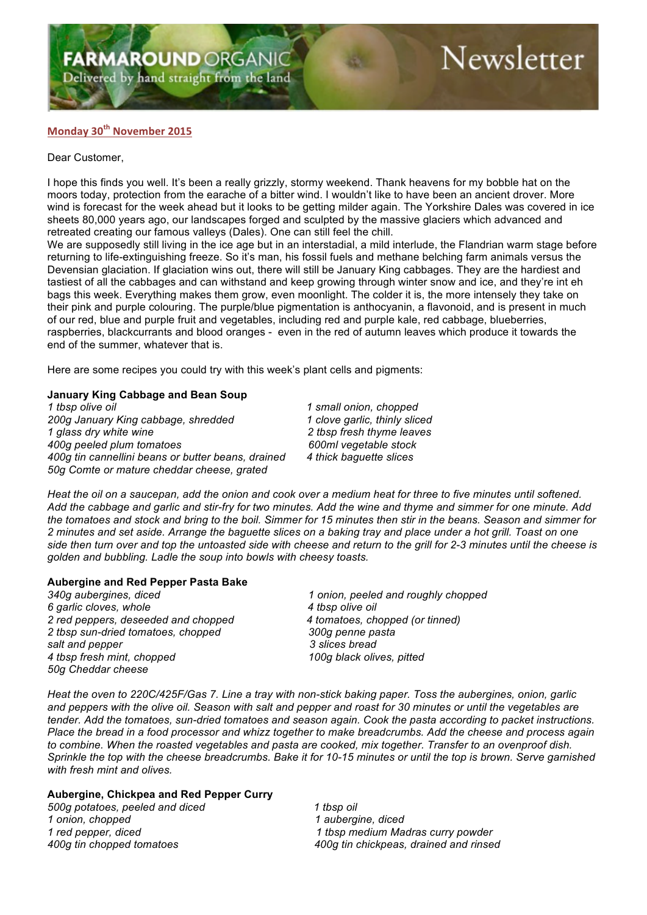# FARMAROUND ORGANIC Newsletter

Delivered by hand straight from the land

**Monday 30th November 2015**

Dear Customer,

I hope this finds you well. It's been a really grizzly, stormy weekend. Thank heavens for my bobble hat on the moors today, protection from the earache of a bitter wind. I wouldn't like to have been an ancient drover. More wind is forecast for the week ahead but it looks to be getting milder again. The Yorkshire Dales was covered in ice sheets 80,000 years ago, our landscapes forged and sculpted by the massive glaciers which advanced and retreated creating our famous valleys (Dales). One can still feel the chill.

We are supposedly still living in the ice age but in an interstadial, a mild interlude, the Flandrian warm stage before returning to life-extinguishing freeze. So it's man, his fossil fuels and methane belching farm animals versus the Devensian glaciation. If glaciation wins out, there will still be January King cabbages. They are the hardiest and tastiest of all the cabbages and can withstand and keep growing through winter snow and ice, and they're int eh bags this week. Everything makes them grow, even moonlight. The colder it is, the more intensely they take on their pink and purple colouring. The purple/blue pigmentation is anthocyanin, a flavonoid, and is present in much of our red, blue and purple fruit and vegetables, including red and purple kale, red cabbage, blueberries, raspberries, blackcurrants and blood oranges - even in the red of autumn leaves which produce it towards the end of the summer, whatever that is.

Here are some recipes you could try with this week's plant cells and pigments:

### January King Cabbage and Bean Soup

*1 tbsp olive oil*
*200g January King cabbage, shredded*
*1 glass dry white wine*
*400g peeled plum tomatoes*
*400g tin cannellini beans or butter beans, drained*
*50g Comte or mature cheddar cheese, grated*
*1 small onion, chopped*
*1 clove garlic, thinly sliced*
*2 tbsp fresh thyme leaves*
*600ml vegetable stock*
*4 thick baguette slices*

*Heat the oil on a saucepan, add the onion and cook over a medium heat for three to five minutes until softened. Add the cabbage and garlic and stir-fry for two minutes. Add the wine and thyme and simmer for one minute. Add the tomatoes and stock and bring to the boil. Simmer for 15 minutes then stir in the beans. Season and simmer for 2 minutes and set aside. Arrange the baguette slices on a baking tray and place under a hot grill. Toast on one side then turn over and top the untoasted side with cheese and return to the grill for 2-3 minutes until the cheese is golden and bubbling. Ladle the soup into bowls with cheesy toasts.*

### Aubergine and Red Pepper Pasta Bake

*340g aubergines, diced*
*6 garlic cloves, whole*
*2 red peppers, deseeded and chopped*
*2 tbsp sun-dried tomatoes, chopped*
*salt and pepper*
*4 tbsp fresh mint, chopped*
*50g Cheddar cheese*
*1 onion, peeled and roughly chopped*
*4 tbsp olive oil*
*4 tomatoes, chopped (or tinned)*
*300g penne pasta*
*3 slices bread*
*100g black olives, pitted*

*Heat the oven to 220C/425F/Gas 7. Line a tray with non-stick baking paper. Toss the aubergines, onion, garlic and peppers with the olive oil. Season with salt and pepper and roast for 30 minutes or until the vegetables are tender. Add the tomatoes, sun-dried tomatoes and season again. Cook the pasta according to packet instructions. Place the bread in a food processor and whizz together to make breadcrumbs. Add the cheese and process again to combine. When the roasted vegetables and pasta are cooked, mix together. Transfer to an ovenproof dish. Sprinkle the top with the cheese breadcrumbs. Bake it for 10-15 minutes or until the top is brown. Serve garnished with fresh mint and olives.*

### Aubergine, Chickpea and Red Pepper Curry

*500g potatoes, peeled and diced*
*1 onion, chopped*
*1 red pepper, diced*
*400g tin chopped tomatoes*
*1 tbsp oil*
*1 aubergine, diced*
*1 tbsp medium Madras curry powder*
*400g tin chickpeas, drained and rinsed*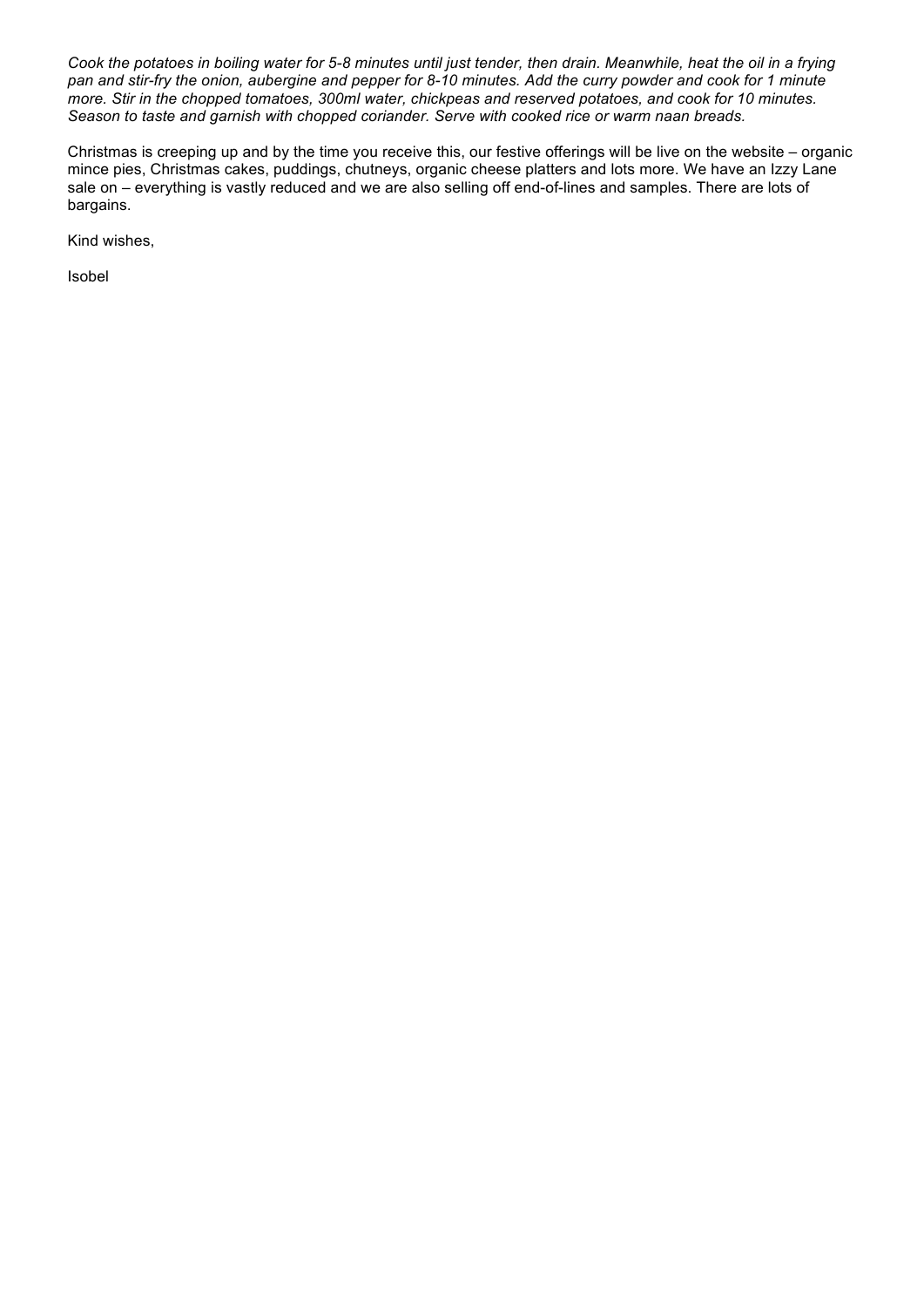*Cook the potatoes in boiling water for 5-8 minutes until just tender, then drain. Meanwhile, heat the oil in a frying pan and stir-fry the onion, aubergine and pepper for 8-10 minutes. Add the curry powder and cook for 1 minute more. Stir in the chopped tomatoes, 300ml water, chickpeas and reserved potatoes, and cook for 10 minutes. Season to taste and garnish with chopped coriander. Serve with cooked rice or warm naan breads.*

Christmas is creeping up and by the time you receive this, our festive offerings will be live on the website – organic mince pies, Christmas cakes, puddings, chutneys, organic cheese platters and lots more. We have an Izzy Lane sale on – everything is vastly reduced and we are also selling off end-of-lines and samples. There are lots of bargains.

Kind wishes,

Isobel